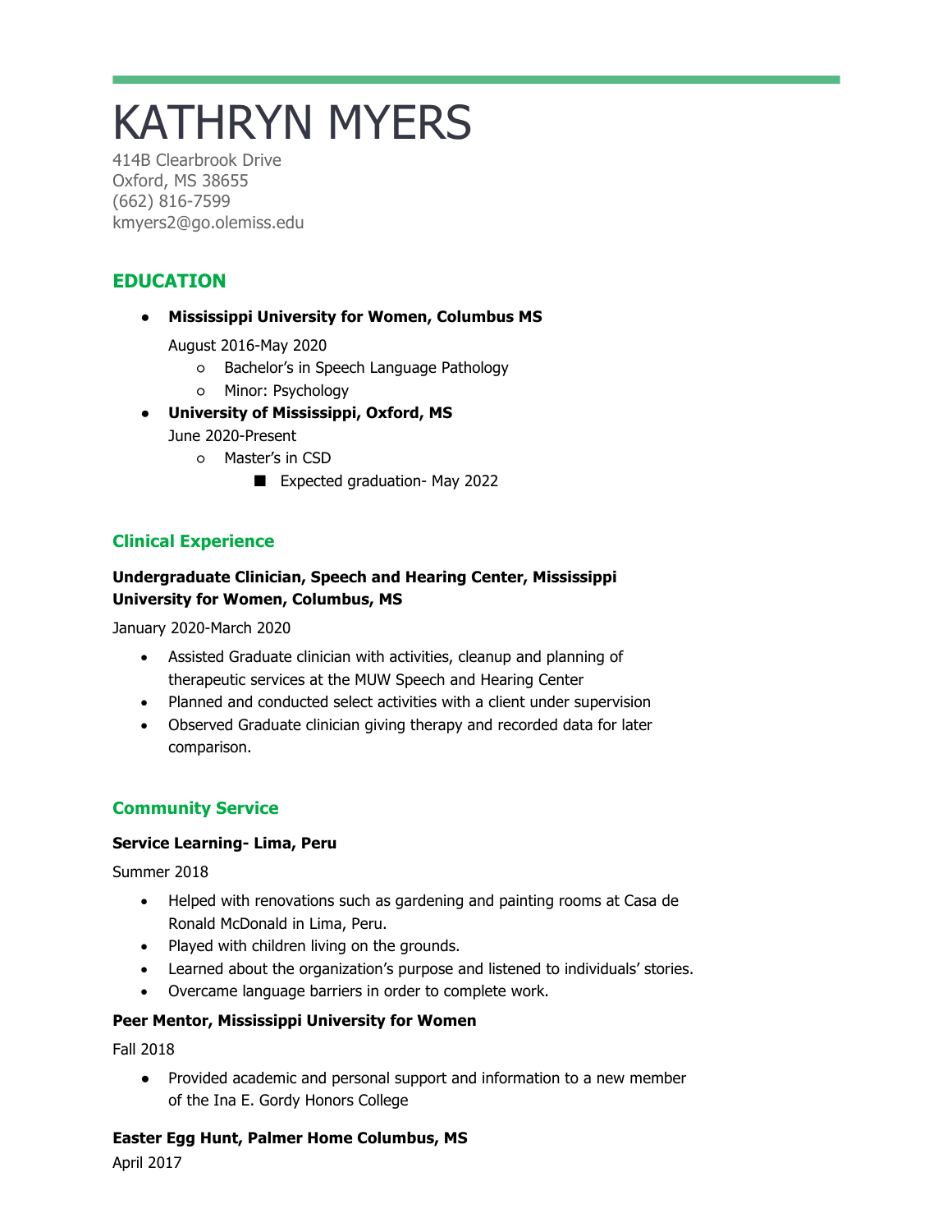# KATHRYN MYERS

414B Clearbrook Drive
Oxford, MS 38655
(662) 816-7599
kmyers2@go.olemiss.edu

## EDUCATION

- **Mississippi University for Women, Columbus MS**

  August 2016-May 2020
  - Bachelor's in Speech Language Pathology
  - Minor: Psychology
- **University of Mississippi, Oxford, MS**

  June 2020-Present
  - Master's in CSD
    - Expected graduation- May 2022

## Clinical Experience

**Undergraduate Clinician, Speech and Hearing Center, Mississippi University for Women, Columbus, MS**

January 2020-March 2020

- Assisted Graduate clinician with activities, cleanup and planning of therapeutic services at the MUW Speech and Hearing Center
- Planned and conducted select activities with a client under supervision
- Observed Graduate clinician giving therapy and recorded data for later comparison.

## Community Service

**Service Learning- Lima, Peru**

Summer 2018

- Helped with renovations such as gardening and painting rooms at Casa de Ronald McDonald in Lima, Peru.
- Played with children living on the grounds.
- Learned about the organization's purpose and listened to individuals' stories.
- Overcame language barriers in order to complete work.

**Peer Mentor, Mississippi University for Women**

Fall 2018

- Provided academic and personal support and information to a new member of the Ina E. Gordy Honors College

**Easter Egg Hunt, Palmer Home Columbus, MS**

April 2017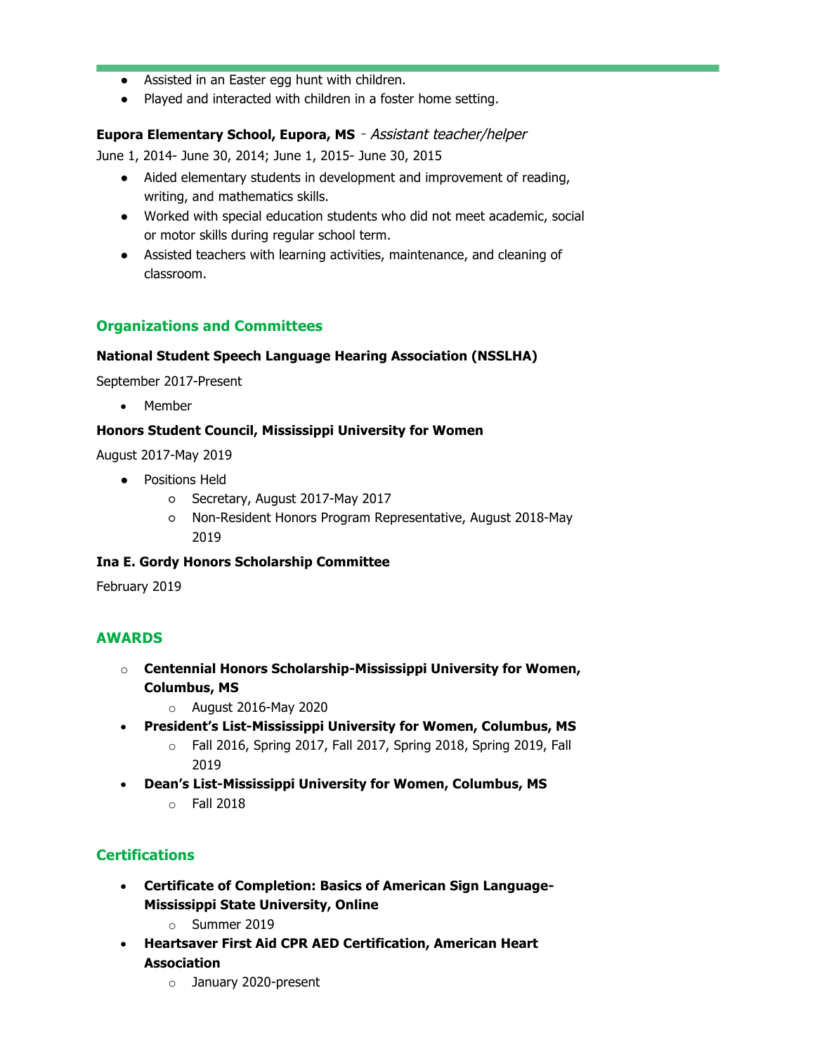- Assisted in an Easter egg hunt with children.
- Played and interacted with children in a foster home setting.

**Eupora Elementary School, Eupora, MS** - *Assistant teacher/helper*

June 1, 2014- June 30, 2014; June 1, 2015- June 30, 2015

- Aided elementary students in development and improvement of reading, writing, and mathematics skills.
- Worked with special education students who did not meet academic, social or motor skills during regular school term.
- Assisted teachers with learning activities, maintenance, and cleaning of classroom.

## Organizations and Committees

**National Student Speech Language Hearing Association (NSSLHA)**

September 2017-Present

- Member

**Honors Student Council, Mississippi University for Women**

August 2017-May 2019

- Positions Held
  - Secretary, August 2017-May 2017
  - Non-Resident Honors Program Representative, August 2018-May 2019

**Ina E. Gordy Honors Scholarship Committee**

February 2019

## AWARDS

- **Centennial Honors Scholarship-Mississippi University for Women, Columbus, MS**
  - August 2016-May 2020
- **President's List-Mississippi University for Women, Columbus, MS**
  - Fall 2016, Spring 2017, Fall 2017, Spring 2018, Spring 2019, Fall 2019
- **Dean's List-Mississippi University for Women, Columbus, MS**
  - Fall 2018

## Certifications

- **Certificate of Completion: Basics of American Sign Language-Mississippi State University, Online**
  - Summer 2019
- **Heartsaver First Aid CPR AED Certification, American Heart Association**
  - January 2020-present